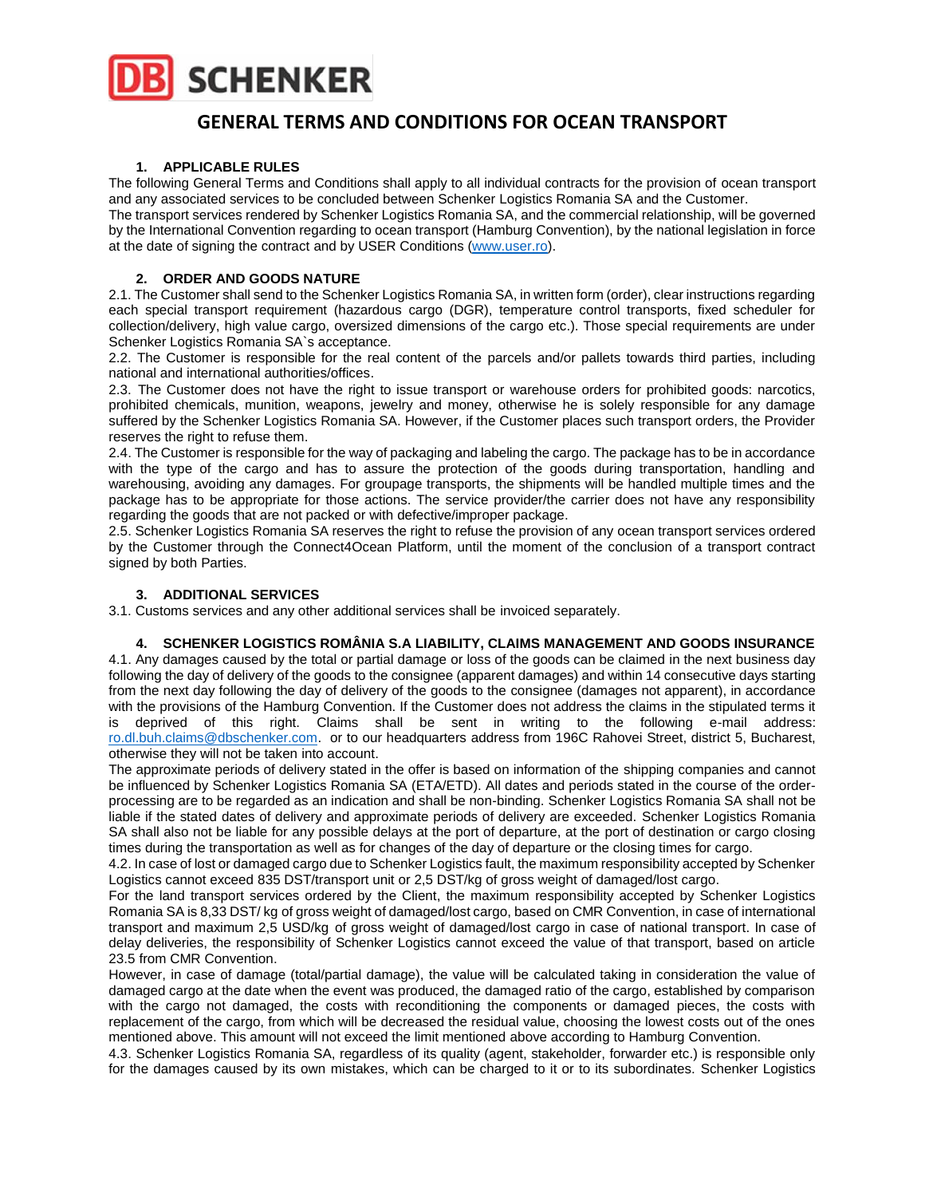# GENERAL TERMS AND CONDITIONS FOR OCEAN TRANSPORT

## 1. APPLICABLE RULES

The following General Terms and Conditions shall apply to all individual contracts for the provision of ocean transport and any associated services to be concluded between Schenker Logistics Romania SA and the Customer.

The transport services rendered by Schenker Logistics Romania SA, and the commercial relationship, will be governed by the International Convention regarding to ocean transport (Hamburg Convention), by the national legislation in force at the date of signing the contract and by USER Conditions (www.user.ro).

## 2. ORDER AND GOODS NATURE

2.1. The Customer shall send to the Schenker Logistics Romania SA, in written form (order), clear instructions regarding each special transport requirement (hazardous cargo (DGR), temperature control transports, fixed scheduler for collection/delivery, high value cargo, oversized dimensions of the cargo etc.). Those special requirements are under Schenker Logistics Romania SA`s acceptance.

2.2. The Customer is responsible for the real content of the parcels and/or pallets towards third parties, including national and international authorities/offices.

2.3. The Customer does not have the right to issue transport or warehouse orders for prohibited goods: narcotics, prohibited chemicals, munition, weapons, jewelry and money, otherwise he is solely responsible for any damage suffered by the Schenker Logistics Romania SA. However, if the Customer places such transport orders, the Provider reserves the right to refuse them.

2.4. The Customer is responsible for the way of packaging and labeling the cargo. The package has to be in accordance with the type of the cargo and has to assure the protection of the goods during transportation, handling and warehousing, avoiding any damages. For groupage transports, the shipments will be handled multiple times and the package has to be appropriate for those actions. The service provider/the carrier does not have any responsibility regarding the goods that are not packed or with defective/improper package.

2.5. Schenker Logistics Romania SA reserves the right to refuse the provision of any ocean transport services ordered by the Customer through the Connect4Ocean Platform, until the moment of the conclusion of a transport contract signed by both Parties.

## 3. ADDITIONAL SERVICES

3.1. Customs services and any other additional services shall be invoiced separately.

## 4. SCHENKER LOGISTICS ROMÂNIA S.A LIABILITY, CLAIMS MANAGEMENT AND GOODS INSURANCE

4.1. Any damages caused by the total or partial damage or loss of the goods can be claimed in the next business day following the day of delivery of the goods to the consignee (apparent damages) and within 14 consecutive days starting from the next day following the day of delivery of the goods to the consignee (damages not apparent), in accordance with the provisions of the Hamburg Convention. If the Customer does not address the claims in the stipulated terms it is deprived of this right. Claims shall be sent in writing to the following e-mail address: ro.dl.buh.claims@dbschenker.com. or to our headquarters address from 196C Rahovei Street, district 5, Bucharest, otherwise they will not be taken into account.

The approximate periods of delivery stated in the offer is based on information of the shipping companies and cannot be influenced by Schenker Logistics Romania SA (ETA/ETD). All dates and periods stated in the course of the order-processing are to be regarded as an indication and shall be non-binding. Schenker Logistics Romania SA shall not be liable if the stated dates of delivery and approximate periods of delivery are exceeded. Schenker Logistics Romania SA shall also not be liable for any possible delays at the port of departure, at the port of destination or cargo closing times during the transportation as well as for changes of the day of departure or the closing times for cargo.

4.2. In case of lost or damaged cargo due to Schenker Logistics fault, the maximum responsibility accepted by Schenker Logistics cannot exceed 835 DST/transport unit or 2,5 DST/kg of gross weight of damaged/lost cargo.

For the land transport services ordered by the Client, the maximum responsibility accepted by Schenker Logistics Romania SA is 8,33 DST/ kg of gross weight of damaged/lost cargo, based on CMR Convention, in case of international transport and maximum 2,5 USD/kg of gross weight of damaged/lost cargo in case of national transport. In case of delay deliveries, the responsibility of Schenker Logistics cannot exceed the value of that transport, based on article 23.5 from CMR Convention.

However, in case of damage (total/partial damage), the value will be calculated taking in consideration the value of damaged cargo at the date when the event was produced, the damaged ratio of the cargo, established by comparison with the cargo not damaged, the costs with reconditioning the components or damaged pieces, the costs with replacement of the cargo, from which will be decreased the residual value, choosing the lowest costs out of the ones mentioned above. This amount will not exceed the limit mentioned above according to Hamburg Convention.

4.3. Schenker Logistics Romania SA, regardless of its quality (agent, stakeholder, forwarder etc.) is responsible only for the damages caused by its own mistakes, which can be charged to it or to its subordinates. Schenker Logistics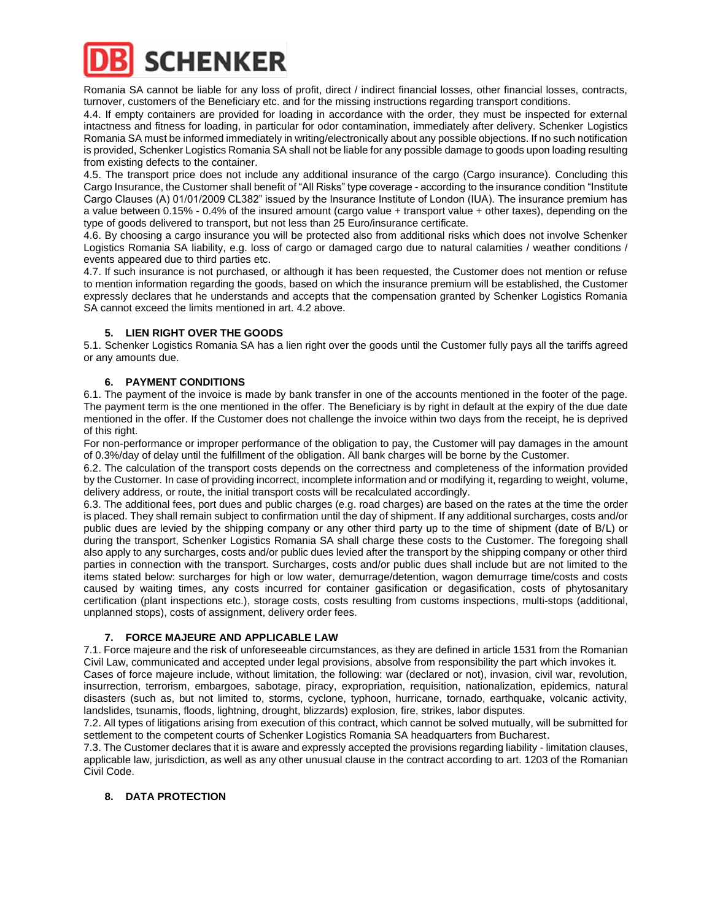Romania SA cannot be liable for any loss of profit, direct / indirect financial losses, other financial losses, contracts, turnover, customers of the Beneficiary etc. and for the missing instructions regarding transport conditions.

4.4. If empty containers are provided for loading in accordance with the order, they must be inspected for external intactness and fitness for loading, in particular for odor contamination, immediately after delivery. Schenker Logistics Romania SA must be informed immediately in writing/electronically about any possible objections. If no such notification is provided, Schenker Logistics Romania SA shall not be liable for any possible damage to goods upon loading resulting from existing defects to the container.

4.5. The transport price does not include any additional insurance of the cargo (Cargo insurance). Concluding this Cargo Insurance, the Customer shall benefit of "All Risks" type coverage - according to the insurance condition "Institute Cargo Clauses (A) 01/01/2009 CL382" issued by the Insurance Institute of London (IUA). The insurance premium has a value between 0.15% - 0.4% of the insured amount (cargo value + transport value + other taxes), depending on the type of goods delivered to transport, but not less than 25 Euro/insurance certificate.

4.6. By choosing a cargo insurance you will be protected also from additional risks which does not involve Schenker Logistics Romania SA liability, e.g. loss of cargo or damaged cargo due to natural calamities / weather conditions / events appeared due to third parties etc.

4.7. If such insurance is not purchased, or although it has been requested, the Customer does not mention or refuse to mention information regarding the goods, based on which the insurance premium will be established, the Customer expressly declares that he understands and accepts that the compensation granted by Schenker Logistics Romania SA cannot exceed the limits mentioned in art. 4.2 above.

## 5. LIEN RIGHT OVER THE GOODS

5.1. Schenker Logistics Romania SA has a lien right over the goods until the Customer fully pays all the tariffs agreed or any amounts due.

## 6. PAYMENT CONDITIONS

6.1. The payment of the invoice is made by bank transfer in one of the accounts mentioned in the footer of the page. The payment term is the one mentioned in the offer. The Beneficiary is by right in default at the expiry of the due date mentioned in the offer. If the Customer does not challenge the invoice within two days from the receipt, he is deprived of this right.

For non-performance or improper performance of the obligation to pay, the Customer will pay damages in the amount of 0.3%/day of delay until the fulfillment of the obligation. All bank charges will be borne by the Customer.

6.2. The calculation of the transport costs depends on the correctness and completeness of the information provided by the Customer. In case of providing incorrect, incomplete information and or modifying it, regarding to weight, volume, delivery address, or route, the initial transport costs will be recalculated accordingly.

6.3. The additional fees, port dues and public charges (e.g. road charges) are based on the rates at the time the order is placed. They shall remain subject to confirmation until the day of shipment. If any additional surcharges, costs and/or public dues are levied by the shipping company or any other third party up to the time of shipment (date of B/L) or during the transport, Schenker Logistics Romania SA shall charge these costs to the Customer. The foregoing shall also apply to any surcharges, costs and/or public dues levied after the transport by the shipping company or other third parties in connection with the transport. Surcharges, costs and/or public dues shall include but are not limited to the items stated below: surcharges for high or low water, demurrage/detention, wagon demurrage time/costs and costs caused by waiting times, any costs incurred for container gasification or degasification, costs of phytosanitary certification (plant inspections etc.), storage costs, costs resulting from customs inspections, multi-stops (additional, unplanned stops), costs of assignment, delivery order fees.

## 7. FORCE MAJEURE AND APPLICABLE LAW

7.1. Force majeure and the risk of unforeseeable circumstances, as they are defined in article 1531 from the Romanian Civil Law, communicated and accepted under legal provisions, absolve from responsibility the part which invokes it.

Cases of force majeure include, without limitation, the following: war (declared or not), invasion, civil war, revolution, insurrection, terrorism, embargoes, sabotage, piracy, expropriation, requisition, nationalization, epidemics, natural disasters (such as, but not limited to, storms, cyclone, typhoon, hurricane, tornado, earthquake, volcanic activity, landslides, tsunamis, floods, lightning, drought, blizzards) explosion, fire, strikes, labor disputes.

7.2. All types of litigations arising from execution of this contract, which cannot be solved mutually, will be submitted for settlement to the competent courts of Schenker Logistics Romania SA headquarters from Bucharest.

7.3. The Customer declares that it is aware and expressly accepted the provisions regarding liability - limitation clauses, applicable law, jurisdiction, as well as any other unusual clause in the contract according to art. 1203 of the Romanian Civil Code.

## 8. DATA PROTECTION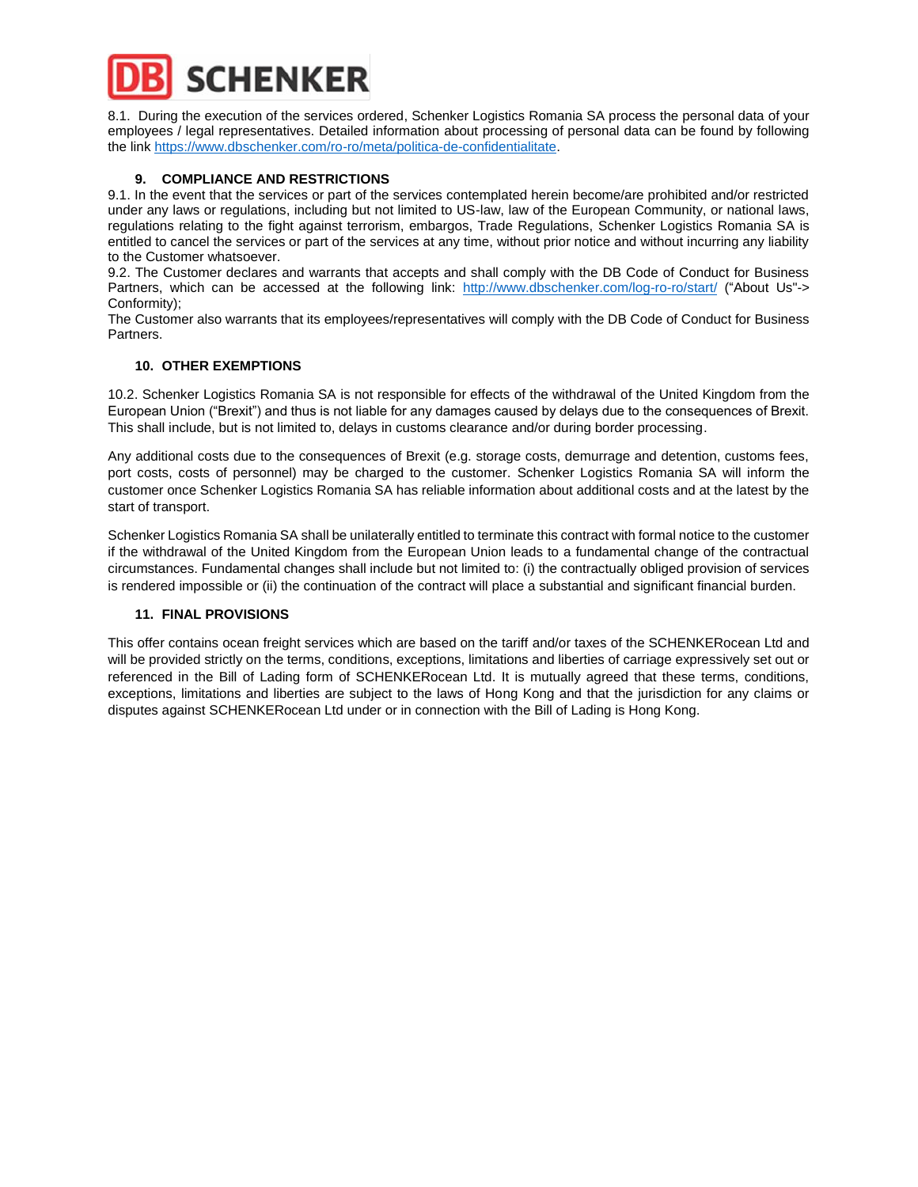8.1. During the execution of the services ordered, Schenker Logistics Romania SA process the personal data of your employees / legal representatives. Detailed information about processing of personal data can be found by following the link https://www.dbschenker.com/ro-ro/meta/politica-de-confidentialitate.

## 9. COMPLIANCE AND RESTRICTIONS

9.1. In the event that the services or part of the services contemplated herein become/are prohibited and/or restricted under any laws or regulations, including but not limited to US-law, law of the European Community, or national laws, regulations relating to the fight against terrorism, embargos, Trade Regulations, Schenker Logistics Romania SA is entitled to cancel the services or part of the services at any time, without prior notice and without incurring any liability to the Customer whatsoever.
9.2. The Customer declares and warrants that accepts and shall comply with the DB Code of Conduct for Business Partners, which can be accessed at the following link: http://www.dbschenker.com/log-ro-ro/start/ ("About Us"-> Conformity);
The Customer also warrants that its employees/representatives will comply with the DB Code of Conduct for Business Partners.

## 10. OTHER EXEMPTIONS

10.2. Schenker Logistics Romania SA is not responsible for effects of the withdrawal of the United Kingdom from the European Union ("Brexit") and thus is not liable for any damages caused by delays due to the consequences of Brexit. This shall include, but is not limited to, delays in customs clearance and/or during border processing.

Any additional costs due to the consequences of Brexit (e.g. storage costs, demurrage and detention, customs fees, port costs, costs of personnel) may be charged to the customer. Schenker Logistics Romania SA will inform the customer once Schenker Logistics Romania SA has reliable information about additional costs and at the latest by the start of transport.

Schenker Logistics Romania SA shall be unilaterally entitled to terminate this contract with formal notice to the customer if the withdrawal of the United Kingdom from the European Union leads to a fundamental change of the contractual circumstances. Fundamental changes shall include but not limited to: (i) the contractually obliged provision of services is rendered impossible or (ii) the continuation of the contract will place a substantial and significant financial burden.

## 11. FINAL PROVISIONS

This offer contains ocean freight services which are based on the tariff and/or taxes of the SCHENKERocean Ltd and will be provided strictly on the terms, conditions, exceptions, limitations and liberties of carriage expressively set out or referenced in the Bill of Lading form of SCHENKERocean Ltd. It is mutually agreed that these terms, conditions, exceptions, limitations and liberties are subject to the laws of Hong Kong and that the jurisdiction for any claims or disputes against SCHENKERocean Ltd under or in connection with the Bill of Lading is Hong Kong.